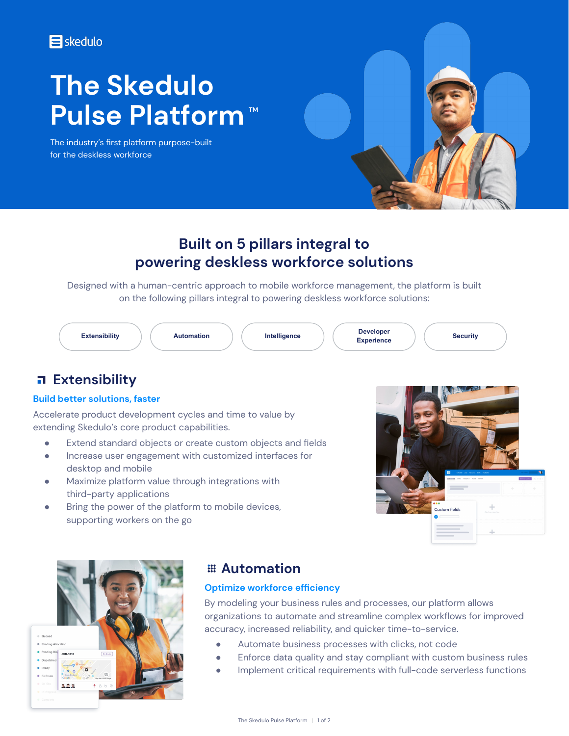skedulo

# The Skedulo Pulse Platform™

The industry's first platform purpose-built for the deskless workforce

## Built on 5 pillars integral to powering deskless workforce solutions

Designed with a human-centric approach to mobile workforce management, the platform is built on the following pillars integral to powering deskless workforce solutions:

**Extensibility** | **Automation** | **Intelligence** | **Developer Experience** | **Security**

## Extensibility

### Build better solutions, faster

Accelerate product development cycles and time to value by extending Skedulo's core product capabilities.

- Extend standard objects or create custom objects and fields
- Increase user engagement with customized interfaces for desktop and mobile
- Maximize platform value through integrations with third-party applications
- Bring the power of the platform to mobile devices, supporting workers on the go

## Automation

### Optimize workforce efficiency

By modeling your business rules and processes, our platform allows organizations to automate and streamline complex workflows for improved accuracy, increased reliability, and quicker time-to-service.

- Automate business processes with clicks, not code
- Enforce data quality and stay compliant with custom business rules
- Implement critical requirements with full-code serverless functions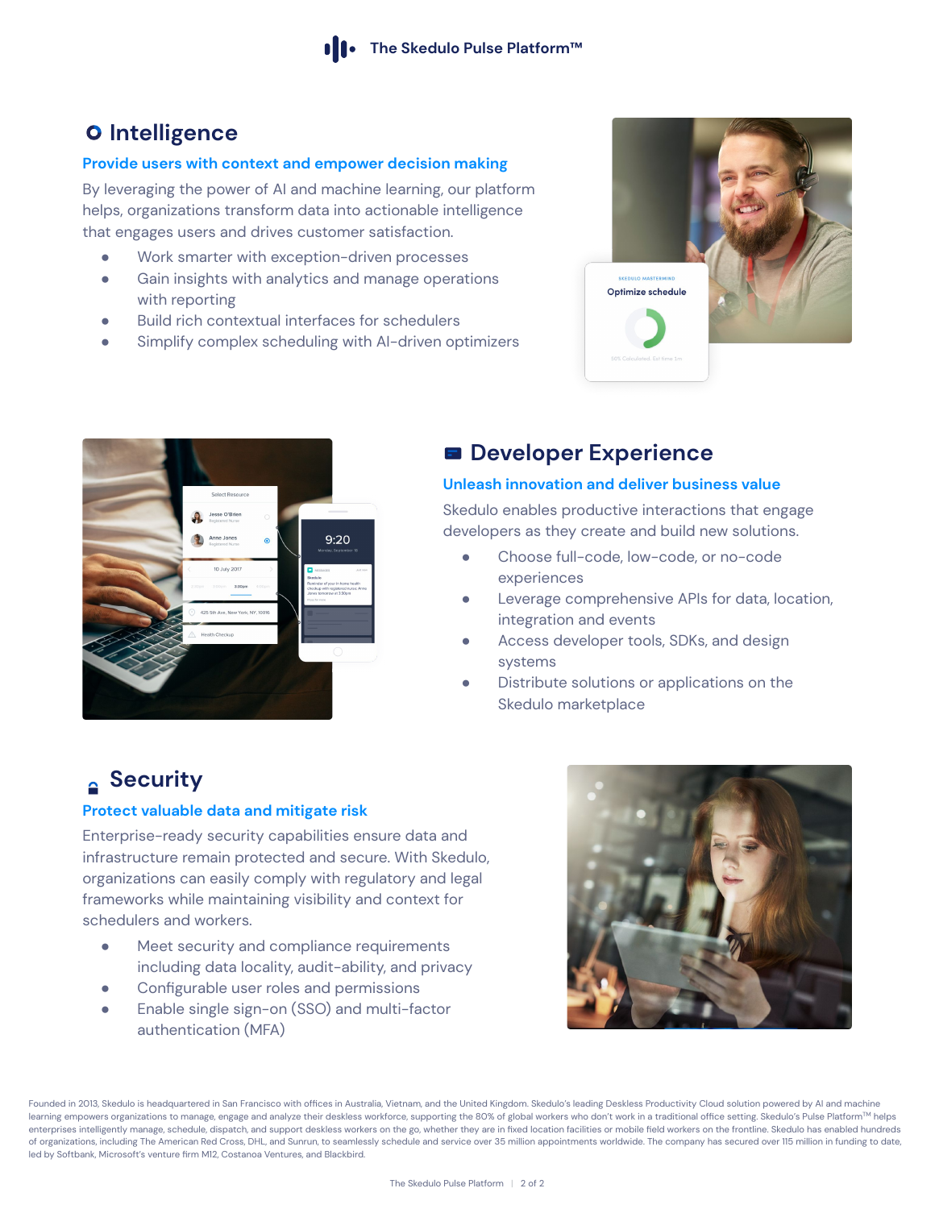## Intelligence

**Provide users with context and empower decision making**

By leveraging the power of AI and machine learning, our platform helps, organizations transform data into actionable intelligence that engages users and drives customer satisfaction.

- Work smarter with exception-driven processes
- Gain insights with analytics and manage operations with reporting
- Build rich contextual interfaces for schedulers
- Simplify complex scheduling with AI-driven optimizers

## Developer Experience

**Unleash innovation and deliver business value**

Skedulo enables productive interactions that engage developers as they create and build new solutions.

- Choose full-code, low-code, or no-code experiences
- Leverage comprehensive APIs for data, location, integration and events
- Access developer tools, SDKs, and design systems
- Distribute solutions or applications on the Skedulo marketplace

## Security

**Protect valuable data and mitigate risk**

Enterprise-ready security capabilities ensure data and infrastructure remain protected and secure. With Skedulo, organizations can easily comply with regulatory and legal frameworks while maintaining visibility and context for schedulers and workers.

- Meet security and compliance requirements including data locality, audit-ability, and privacy
- Configurable user roles and permissions
- Enable single sign-on (SSO) and multi-factor authentication (MFA)

Founded in 2013, Skedulo is headquartered in San Francisco with offices in Australia, Vietnam, and the United Kingdom. Skedulo's leading Deskless Productivity Cloud solution powered by AI and machine learning empowers organizations to manage, engage and analyze their deskless workforce, supporting the 80% of global workers who don't work in a traditional office setting. Skedulo's Pulse Platform™ helps enterprises intelligently manage, schedule, dispatch, and support deskless workers on the go, whether they are in fixed location facilities or mobile field workers on the frontline. Skedulo has enabled hundreds of organizations, including The American Red Cross, DHL, and Sunrun, to seamlessly schedule and service over 35 million appointments worldwide. The company has secured over 115 million in funding to date, led by Softbank, Microsoft's venture firm M12, Costanoa Ventures, and Blackbird.